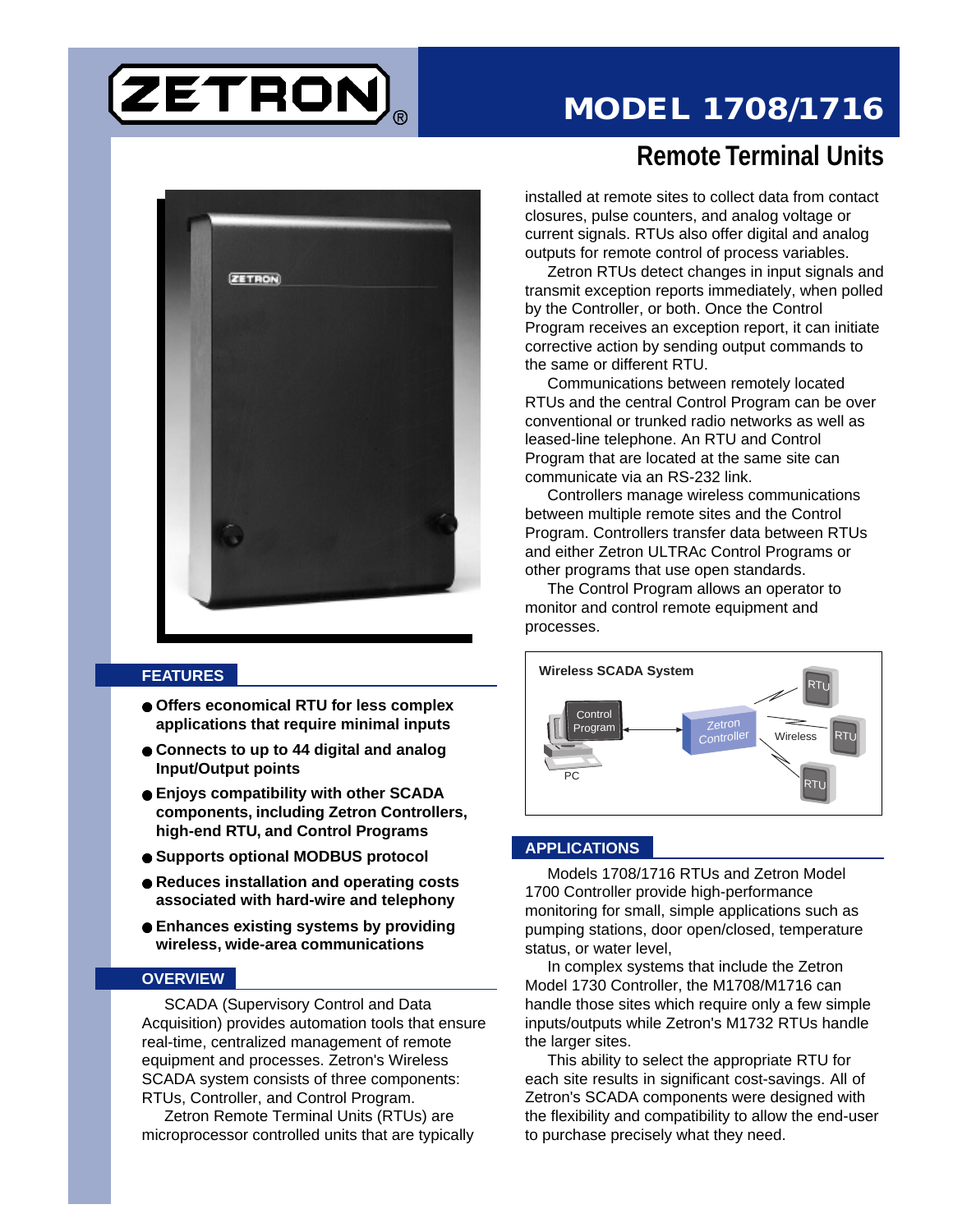# ZETRON®

# MODEL 1708/1716

## Remote Terminal Units

### FEATURES

- Offers economical RTU for less complex applications that require minimal inputs
- Connects to up to 44 digital and analog Input/Output points
- Enjoys compatibility with other SCADA components, including Zetron Controllers, high-end RTU, and Control Programs
- Supports optional MODBUS protocol
- Reduces installation and operating costs associated with hard-wire and telephony
- Enhances existing systems by providing wireless, wide-area communications

### OVERVIEW

SCADA (Supervisory Control and Data Acquisition) provides automation tools that ensure real-time, centralized management of remote equipment and processes. Zetron's Wireless SCADA system consists of three components: RTUs, Controller, and Control Program.

Zetron Remote Terminal Units (RTUs) are microprocessor controlled units that are typically installed at remote sites to collect data from contact closures, pulse counters, and analog voltage or current signals. RTUs also offer digital and analog outputs for remote control of process variables.

Zetron RTUs detect changes in input signals and transmit exception reports immediately, when polled by the Controller, or both. Once the Control Program receives an exception report, it can initiate corrective action by sending output commands to the same or different RTU.

Communications between remotely located RTUs and the central Control Program can be over conventional or trunked radio networks as well as leased-line telephone. An RTU and Control Program that are located at the same site can communicate via an RS-232 link.

Controllers manage wireless communications between multiple remote sites and the Control Program. Controllers transfer data between RTUs and either Zetron ULTRAc Control Programs or other programs that use open standards.

The Control Program allows an operator to monitor and control remote equipment and processes.

Wireless SCADA System

### APPLICATIONS

Models 1708/1716 RTUs and Zetron Model 1700 Controller provide high-performance monitoring for small, simple applications such as pumping stations, door open/closed, temperature status, or water level,

In complex systems that include the Zetron Model 1730 Controller, the M1708/M1716 can handle those sites which require only a few simple inputs/outputs while Zetron's M1732 RTUs handle the larger sites.

This ability to select the appropriate RTU for each site results in significant cost-savings. All of Zetron's SCADA components were designed with the flexibility and compatibility to allow the end-user to purchase precisely what they need.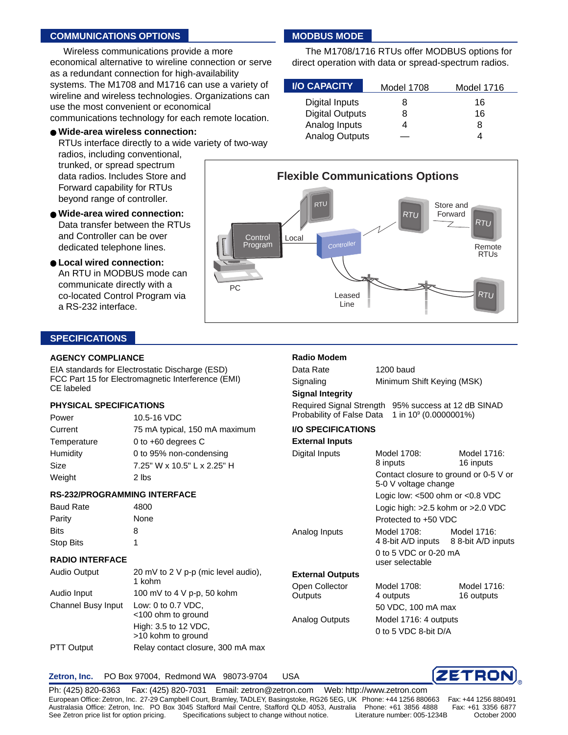## COMMUNICATIONS OPTIONS

Wireless communications provide a more economical alternative to wireline connection or serve as a redundant connection for high-availability systems. The M1708 and M1716 can use a variety of wireline and wireless technologies. Organizations can use the most convenient or economical communications technology for each remote location.

- **Wide-area wireless connection:** RTUs interface directly to a wide variety of two-way radios, including conventional, trunked, or spread spectrum data radios. Includes Store and Forward capability for RTUs beyond range of controller.
- **Wide-area wired connection:** Data transfer between the RTUs and Controller can be over dedicated telephone lines.
- **Local wired connection:** An RTU in MODBUS mode can communicate directly with a co-located Control Program via a RS-232 interface.

## MODBUS MODE

The M1708/1716 RTUs offer MODBUS options for direct operation with data or spread-spectrum radios.

| I/O CAPACITY | Model 1708 | Model 1716 |
|---|---|---|
| Digital Inputs | 8 | 16 |
| Digital Outputs | 8 | 16 |
| Analog Inputs | 4 | 8 |
| Analog Outputs | — | 4 |

**Flexible Communications Options**

RTU
Control Program
PC
Local
Controller
Leased Line
RTU
Store and Forward
RTU
Remote RTUs
RTU

## SPECIFICATIONS

### AGENCY COMPLIANCE

EIA standards for Electrostatic Discharge (ESD)
FCC Part 15 for Electromagnetic Interference (EMI)
CE labeled

### PHYSICAL SPECIFICATIONS

| | |
|---|---|
| Power | 10.5-16 VDC |
| Current | 75 mA typical, 150 mA maximum |
| Temperature | 0 to +60 degrees C |
| Humidity | 0 to 95% non-condensing |
| Size | 7.25" W x 10.5" L x 2.25" H |
| Weight | 2 lbs |

### RS-232/PROGRAMMING INTERFACE

| | |
|---|---|
| Baud Rate | 4800 |
| Parity | None |
| Bits | 8 |
| Stop Bits | 1 |

### RADIO INTERFACE

| | |
|---|---|
| Audio Output | 20 mV to 2 V p-p (mic level audio), 1 kohm |
| Audio Input | 100 mV to 4 V p-p, 50 kohm |
| Channel Busy Input | Low: 0 to 0.7 VDC, <100 ohm to ground<br>High: 3.5 to 12 VDC, >10 kohm to ground |
| PTT Output | Relay contact closure, 300 mA max |

### Radio Modem

| | |
|---|---|
| Data Rate | 1200 baud |
| Signaling | Minimum Shift Keying (MSK) |

### Signal Integrity

| | |
|---|---|
| Required Signal Strength | 95% success at 12 dB SINAD |
| Probability of False Data | 1 in $10^9$ (0.0000001%) |

### I/O SPECIFICATIONS

**External Inputs**

| | | |
|---|---|---|
| Digital Inputs | Model 1708: 8 inputs | Model 1716: 16 inputs |
| | Contact closure to ground or 0-5 V or 5-0 V voltage change | |
| | Logic low: <500 ohm or <0.8 VDC | |
| | Logic high: >2.5 kohm or >2.0 VDC | |
| | Protected to +50 VDC | |
| Analog Inputs | Model 1708: 4 8-bit A/D inputs | Model 1716: 8 8-bit A/D inputs |
| | 0 to 5 VDC or 0-20 mA user selectable | |

**External Outputs**

| | | |
|---|---|---|
| Open Collector Outputs | Model 1708: 4 outputs | Model 1716: 16 outputs |
| | 50 VDC, 100 mA max | |
| Analog Outputs | Model 1716: 4 outputs | |
| | 0 to 5 VDC 8-bit D/A | |

**Zetron, Inc.** PO Box 97004, Redmond WA 98073-9704 USA
Ph: (425) 820-6363 Fax: (425) 820-7031 Email: zetron@zetron.com Web: http://www.zetron.com
European Office: Zetron, Inc. 27-29 Campbell Court, Bramley, TADLEY, Basingstoke, RG26 5EG, UK Phone: +44 1256 880663 Fax: +44 1256 880491
Australasia Office: Zetron, Inc. PO Box 3045 Stafford Mail Centre, Stafford QLD 4053, Australia Phone: +61 3856 4888 Fax: +61 3356 6877
See Zetron price list for option pricing. Specifications subject to change without notice. Literature number: 005-1234B October 2000